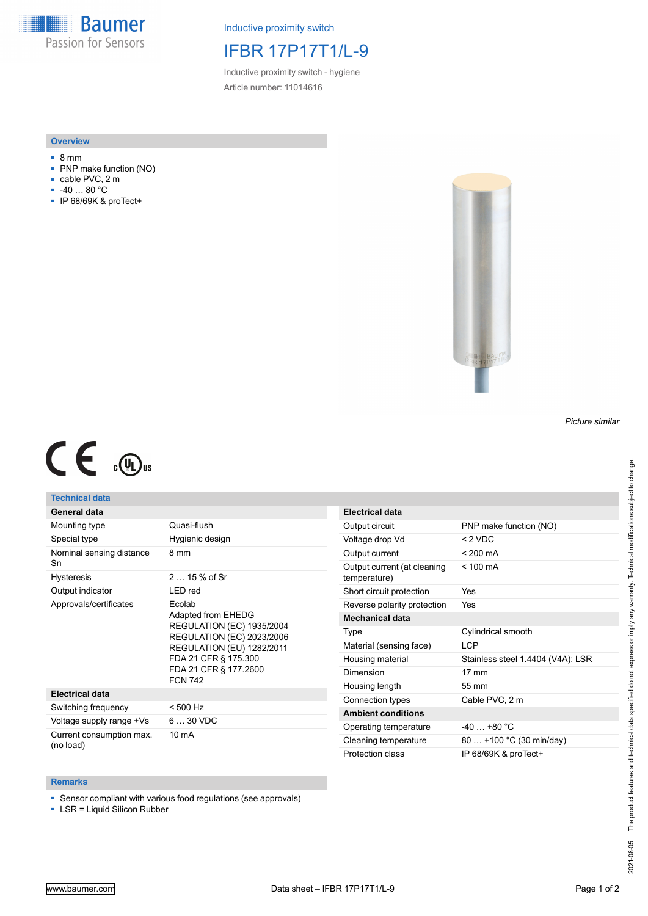Inductive proximity switch

# IFBR 17P17T1/L-9

Inductive proximity switch - hygiene

Article number: 11014616

## Overview

- 8 mm
- PNP make function (NO)
- cable PVC, 2 m
- -40 … 80 °C
- IP 68/69K & proTect+

*Picture similar*

## Technical data

| General data | |
|---|---|
| Mounting type | Quasi-flush |
| Special type | Hygienic design |
| Nominal sensing distance Sn | 8 mm |
| Hysteresis | 2 … 15 % of Sr |
| Output indicator | LED red |
| Approvals/certificates | Ecolab<br>Adapted from EHEDG<br>REGULATION (EC) 1935/2004<br>REGULATION (EC) 2023/2006<br>REGULATION (EU) 1282/2011<br>FDA 21 CFR § 175.300<br>FDA 21 CFR § 177.2600<br>FCN 742 |
| **Electrical data** | |
| Switching frequency | < 500 Hz |
| Voltage supply range +Vs | 6 … 30 VDC |
| Current consumption max. (no load) | 10 mA |

| Electrical data | |
|---|---|
| Output circuit | PNP make function (NO) |
| Voltage drop Vd | < 2 VDC |
| Output current | < 200 mA |
| Output current (at cleaning temperature) | < 100 mA |
| Short circuit protection | Yes |
| Reverse polarity protection | Yes |
| **Mechanical data** | |
| Type | Cylindrical smooth |
| Material (sensing face) | LCP |
| Housing material | Stainless steel 1.4404 (V4A); LSR |
| Dimension | 17 mm |
| Housing length | 55 mm |
| Connection types | Cable PVC, 2 m |
| **Ambient conditions** | |
| Operating temperature | -40 … +80 °C |
| Cleaning temperature | 80 … +100 °C (30 min/day) |
| Protection class | IP 68/69K & proTect+ |

## Remarks

- Sensor compliant with various food regulations (see approvals)
- LSR = Liquid Silicon Rubber

2021-08-05 The product features and technical data specified do not express or imply any warranty. Technical modifications subject to change.

www.baumer.com Data sheet – IFBR 17P17T1/L-9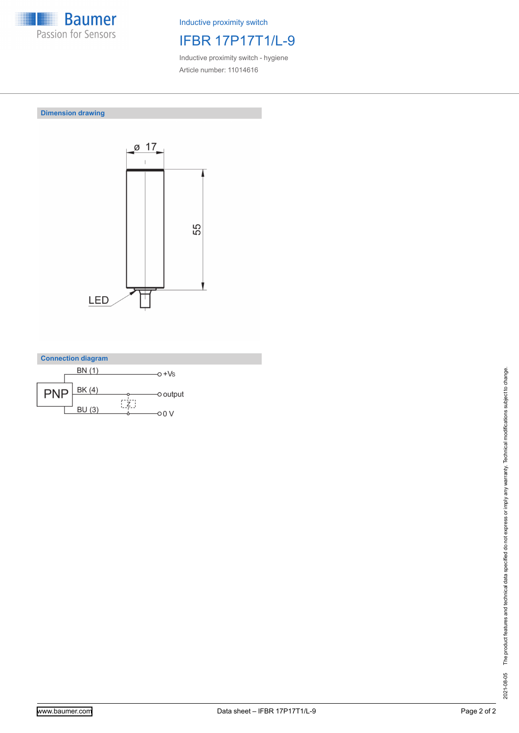Inductive proximity switch

# IFBR 17P17T1/L-9

Inductive proximity switch - hygiene

Article number: 11014616

## Dimension drawing

ø 17

55

LED

## Connection diagram

PNP

BN (1) +Vs

BK (4) output

Z

BU (3) 0 V

2021-08-05 The product features and technical data specified do not express or imply any warranty. Technical modifications subject to change.